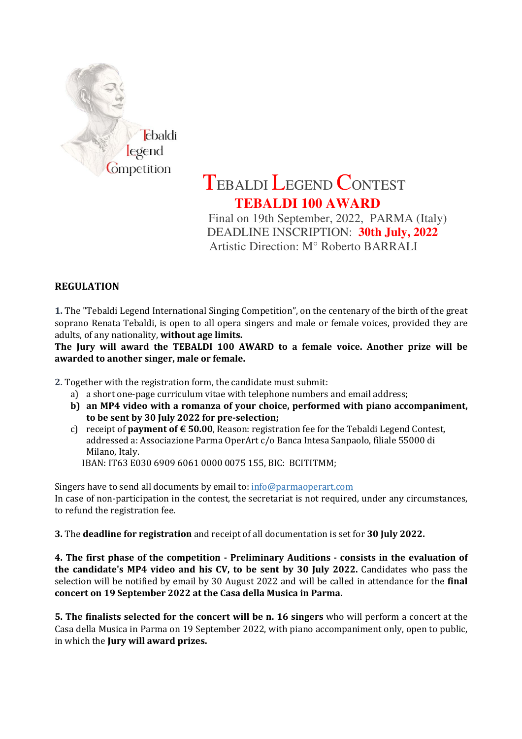Tebaldi Legend Competition

# TEBALDI LEGEND CONTEST

## TEBALDI 100 AWARD

Final on 19th September, 2022, PARMA (Italy)

DEADLINE INSCRIPTION: **30th July, 2022**

Artistic Direction: M° Roberto BARRALI

**REGULATION**

**1.** The "Tebaldi Legend International Singing Competition", on the centenary of the birth of the great soprano Renata Tebaldi, is open to all opera singers and male or female voices, provided they are adults, of any nationality, **without age limits.**

**The Jury will award the TEBALDI 100 AWARD to a female voice. Another prize will be awarded to another singer, male or female.**

**2.** Together with the registration form, the candidate must submit:

a) a short one-page curriculum vitae with telephone numbers and email address;

**b) an MP4 video with a romanza of your choice, performed with piano accompaniment, to be sent by 30 July 2022 for pre-selection;**

c) receipt of **payment of € 50.00**, Reason: registration fee for the Tebaldi Legend Contest, addressed a: Associazione Parma OperArt c/o Banca Intesa Sanpaolo, filiale 55000 di Milano, Italy.
IBAN: IT63 E030 6909 6061 0000 0075 155, BIC: BCITITMM;

Singers have to send all documents by email to: info@parmaoperart.com
In case of non-participation in the contest, the secretariat is not required, under any circumstances, to refund the registration fee.

**3.** The **deadline for registration** and receipt of all documentation is set for **30 July 2022.**

**4. The first phase of the competition - Preliminary Auditions - consists in the evaluation of the candidate's MP4 video and his CV, to be sent by 30 July 2022.** Candidates who pass the selection will be notified by email by 30 August 2022 and will be called in attendance for the **final concert on 19 September 2022 at the Casa della Musica in Parma.**

**5. The finalists selected for the concert will be n. 16 singers** who will perform a concert at the Casa della Musica in Parma on 19 September 2022, with piano accompaniment only, open to public, in which the **Jury will award prizes.**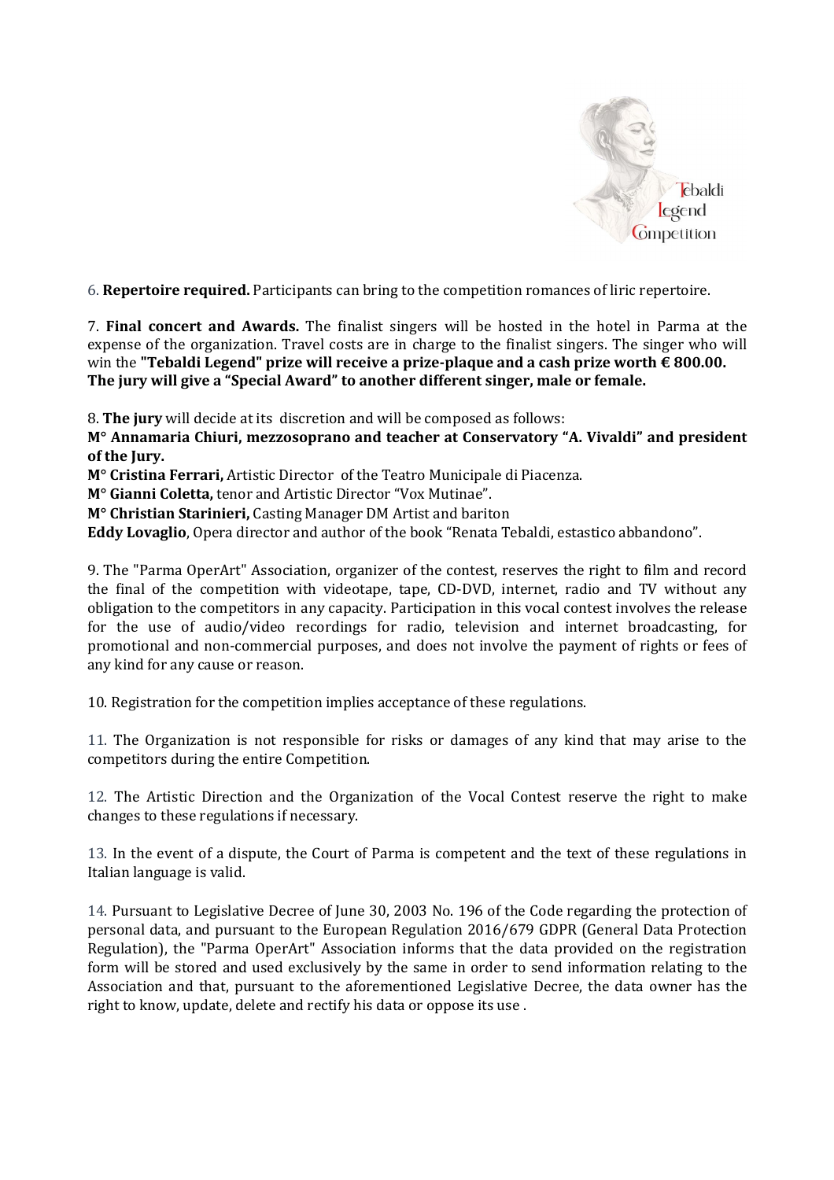6. **Repertoire required.** Participants can bring to the competition romances of liric repertoire.

7. **Final concert and Awards.** The finalist singers will be hosted in the hotel in Parma at the expense of the organization. Travel costs are in charge to the finalist singers. The singer who will win the **"Tebaldi Legend" prize will receive a prize-plaque and a cash prize worth € 800.00. The jury will give a "Special Award" to another different singer, male or female.**

8. **The jury** will decide at its discretion and will be composed as follows:

**M° Annamaria Chiuri, mezzosoprano and teacher at Conservatory "A. Vivaldi" and president of the Jury.**

**M° Cristina Ferrari,** Artistic Director of the Teatro Municipale di Piacenza.

**M° Gianni Coletta,** tenor and Artistic Director "Vox Mutinae".

**M° Christian Starinieri,** Casting Manager DM Artist and bariton

**Eddy Lovaglio**, Opera director and author of the book "Renata Tebaldi, estastico abbandono".

9. The "Parma OperArt" Association, organizer of the contest, reserves the right to film and record the final of the competition with videotape, tape, CD-DVD, internet, radio and TV without any obligation to the competitors in any capacity. Participation in this vocal contest involves the release for the use of audio/video recordings for radio, television and internet broadcasting, for promotional and non-commercial purposes, and does not involve the payment of rights or fees of any kind for any cause or reason.

10. Registration for the competition implies acceptance of these regulations.

11. The Organization is not responsible for risks or damages of any kind that may arise to the competitors during the entire Competition.

12. The Artistic Direction and the Organization of the Vocal Contest reserve the right to make changes to these regulations if necessary.

13. In the event of a dispute, the Court of Parma is competent and the text of these regulations in Italian language is valid.

14. Pursuant to Legislative Decree of June 30, 2003 No. 196 of the Code regarding the protection of personal data, and pursuant to the European Regulation 2016/679 GDPR (General Data Protection Regulation), the "Parma OperArt" Association informs that the data provided on the registration form will be stored and used exclusively by the same in order to send information relating to the Association and that, pursuant to the aforementioned Legislative Decree, the data owner has the right to know, update, delete and rectify his data or oppose its use .